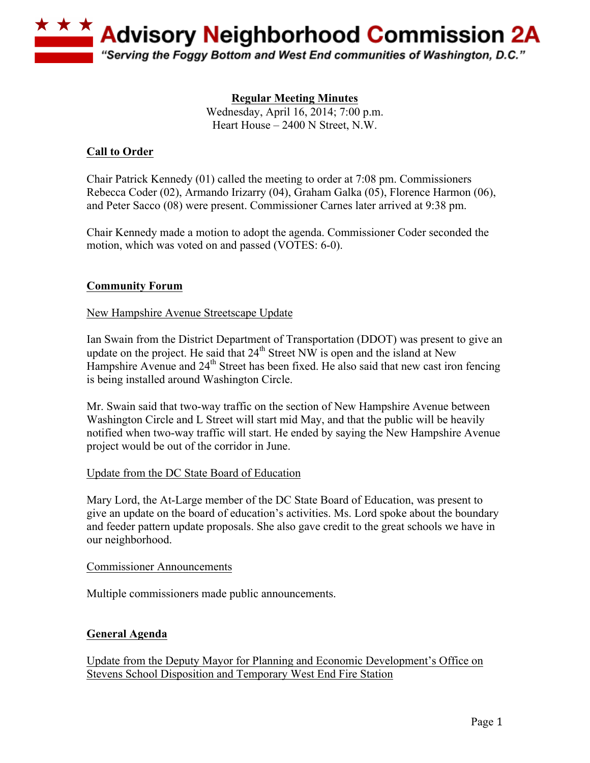# Advisory Neighborhood Commission 2A

*"Serving the Foggy Bottom and West End communities of Washington, D.C."*

**Regular Meeting Minutes**
Wednesday, April 16, 2014; 7:00 p.m.
Heart House – 2400 N Street, N.W.

## Call to Order

Chair Patrick Kennedy (01) called the meeting to order at 7:08 pm. Commissioners Rebecca Coder (02), Armando Irizarry (04), Graham Galka (05), Florence Harmon (06), and Peter Sacco (08) were present. Commissioner Carnes later arrived at 9:38 pm.

Chair Kennedy made a motion to adopt the agenda. Commissioner Coder seconded the motion, which was voted on and passed (VOTES: 6-0).

## Community Forum

### New Hampshire Avenue Streetscape Update

Ian Swain from the District Department of Transportation (DDOT) was present to give an update on the project. He said that 24th Street NW is open and the island at New Hampshire Avenue and 24th Street has been fixed. He also said that new cast iron fencing is being installed around Washington Circle.

Mr. Swain said that two-way traffic on the section of New Hampshire Avenue between Washington Circle and L Street will start mid May, and that the public will be heavily notified when two-way traffic will start. He ended by saying the New Hampshire Avenue project would be out of the corridor in June.

### Update from the DC State Board of Education

Mary Lord, the At-Large member of the DC State Board of Education, was present to give an update on the board of education's activities. Ms. Lord spoke about the boundary and feeder pattern update proposals. She also gave credit to the great schools we have in our neighborhood.

### Commissioner Announcements

Multiple commissioners made public announcements.

## General Agenda

### Update from the Deputy Mayor for Planning and Economic Development's Office on Stevens School Disposition and Temporary West End Fire Station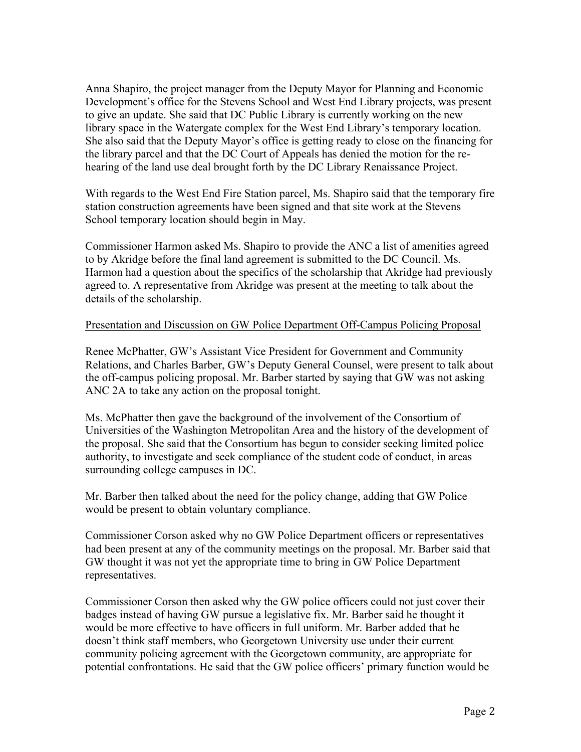Anna Shapiro, the project manager from the Deputy Mayor for Planning and Economic Development's office for the Stevens School and West End Library projects, was present to give an update. She said that DC Public Library is currently working on the new library space in the Watergate complex for the West End Library's temporary location. She also said that the Deputy Mayor's office is getting ready to close on the financing for the library parcel and that the DC Court of Appeals has denied the motion for the re-hearing of the land use deal brought forth by the DC Library Renaissance Project.

With regards to the West End Fire Station parcel, Ms. Shapiro said that the temporary fire station construction agreements have been signed and that site work at the Stevens School temporary location should begin in May.

Commissioner Harmon asked Ms. Shapiro to provide the ANC a list of amenities agreed to by Akridge before the final land agreement is submitted to the DC Council. Ms. Harmon had a question about the specifics of the scholarship that Akridge had previously agreed to. A representative from Akridge was present at the meeting to talk about the details of the scholarship.

<u>Presentation and Discussion on GW Police Department Off-Campus Policing Proposal</u>

Renee McPhatter, GW's Assistant Vice President for Government and Community Relations, and Charles Barber, GW's Deputy General Counsel, were present to talk about the off-campus policing proposal. Mr. Barber started by saying that GW was not asking ANC 2A to take any action on the proposal tonight.

Ms. McPhatter then gave the background of the involvement of the Consortium of Universities of the Washington Metropolitan Area and the history of the development of the proposal. She said that the Consortium has begun to consider seeking limited police authority, to investigate and seek compliance of the student code of conduct, in areas surrounding college campuses in DC.

Mr. Barber then talked about the need for the policy change, adding that GW Police would be present to obtain voluntary compliance.

Commissioner Corson asked why no GW Police Department officers or representatives had been present at any of the community meetings on the proposal. Mr. Barber said that GW thought it was not yet the appropriate time to bring in GW Police Department representatives.

Commissioner Corson then asked why the GW police officers could not just cover their badges instead of having GW pursue a legislative fix. Mr. Barber said he thought it would be more effective to have officers in full uniform. Mr. Barber added that he doesn't think staff members, who Georgetown University use under their current community policing agreement with the Georgetown community, are appropriate for potential confrontations. He said that the GW police officers' primary function would be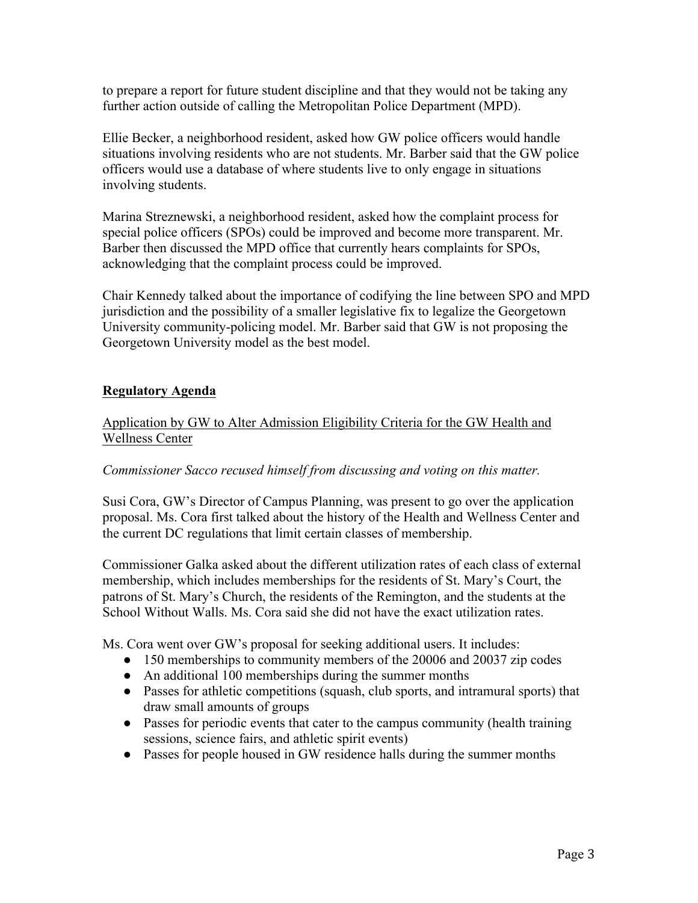to prepare a report for future student discipline and that they would not be taking any further action outside of calling the Metropolitan Police Department (MPD).

Ellie Becker, a neighborhood resident, asked how GW police officers would handle situations involving residents who are not students. Mr. Barber said that the GW police officers would use a database of where students live to only engage in situations involving students.

Marina Streznewski, a neighborhood resident, asked how the complaint process for special police officers (SPOs) could be improved and become more transparent. Mr. Barber then discussed the MPD office that currently hears complaints for SPOs, acknowledging that the complaint process could be improved.

Chair Kennedy talked about the importance of codifying the line between SPO and MPD jurisdiction and the possibility of a smaller legislative fix to legalize the Georgetown University community-policing model. Mr. Barber said that GW is not proposing the Georgetown University model as the best model.

## Regulatory Agenda

### Application by GW to Alter Admission Eligibility Criteria for the GW Health and Wellness Center

*Commissioner Sacco recused himself from discussing and voting on this matter.*

Susi Cora, GW's Director of Campus Planning, was present to go over the application proposal. Ms. Cora first talked about the history of the Health and Wellness Center and the current DC regulations that limit certain classes of membership.

Commissioner Galka asked about the different utilization rates of each class of external membership, which includes memberships for the residents of St. Mary's Court, the patrons of St. Mary's Church, the residents of the Remington, and the students at the School Without Walls. Ms. Cora said she did not have the exact utilization rates.

Ms. Cora went over GW's proposal for seeking additional users. It includes:

- 150 memberships to community members of the 20006 and 20037 zip codes
- An additional 100 memberships during the summer months
- Passes for athletic competitions (squash, club sports, and intramural sports) that draw small amounts of groups
- Passes for periodic events that cater to the campus community (health training sessions, science fairs, and athletic spirit events)
- Passes for people housed in GW residence halls during the summer months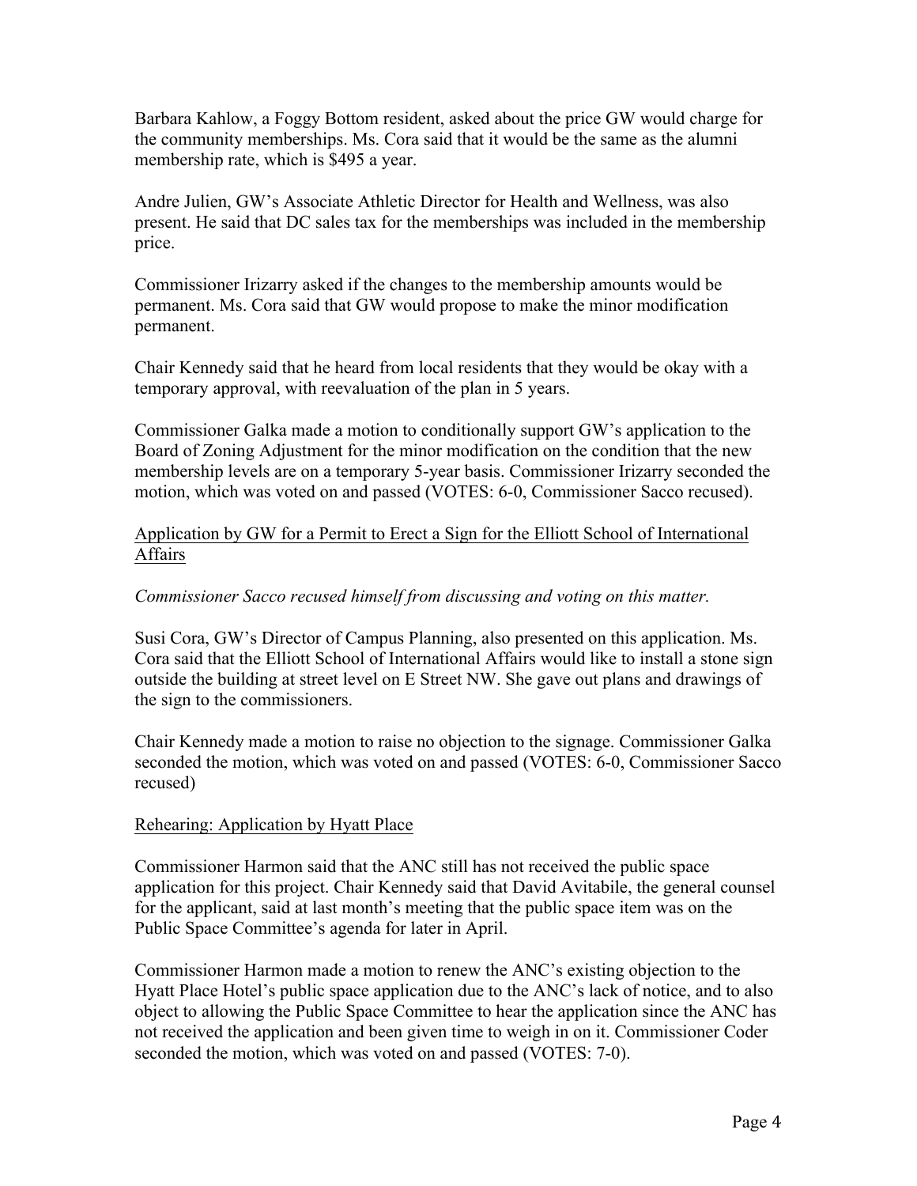Barbara Kahlow, a Foggy Bottom resident, asked about the price GW would charge for the community memberships. Ms. Cora said that it would be the same as the alumni membership rate, which is $495 a year.

Andre Julien, GW's Associate Athletic Director for Health and Wellness, was also present. He said that DC sales tax for the memberships was included in the membership price.

Commissioner Irizarry asked if the changes to the membership amounts would be permanent. Ms. Cora said that GW would propose to make the minor modification permanent.

Chair Kennedy said that he heard from local residents that they would be okay with a temporary approval, with reevaluation of the plan in 5 years.

Commissioner Galka made a motion to conditionally support GW's application to the Board of Zoning Adjustment for the minor modification on the condition that the new membership levels are on a temporary 5-year basis. Commissioner Irizarry seconded the motion, which was voted on and passed (VOTES: 6-0, Commissioner Sacco recused).

<u>Application by GW for a Permit to Erect a Sign for the Elliott School of International Affairs</u>

*Commissioner Sacco recused himself from discussing and voting on this matter.*

Susi Cora, GW's Director of Campus Planning, also presented on this application. Ms. Cora said that the Elliott School of International Affairs would like to install a stone sign outside the building at street level on E Street NW. She gave out plans and drawings of the sign to the commissioners.

Chair Kennedy made a motion to raise no objection to the signage. Commissioner Galka seconded the motion, which was voted on and passed (VOTES: 6-0, Commissioner Sacco recused)

<u>Rehearing: Application by Hyatt Place</u>

Commissioner Harmon said that the ANC still has not received the public space application for this project. Chair Kennedy said that David Avitabile, the general counsel for the applicant, said at last month's meeting that the public space item was on the Public Space Committee's agenda for later in April.

Commissioner Harmon made a motion to renew the ANC's existing objection to the Hyatt Place Hotel's public space application due to the ANC's lack of notice, and to also object to allowing the Public Space Committee to hear the application since the ANC has not received the application and been given time to weigh in on it. Commissioner Coder seconded the motion, which was voted on and passed (VOTES: 7-0).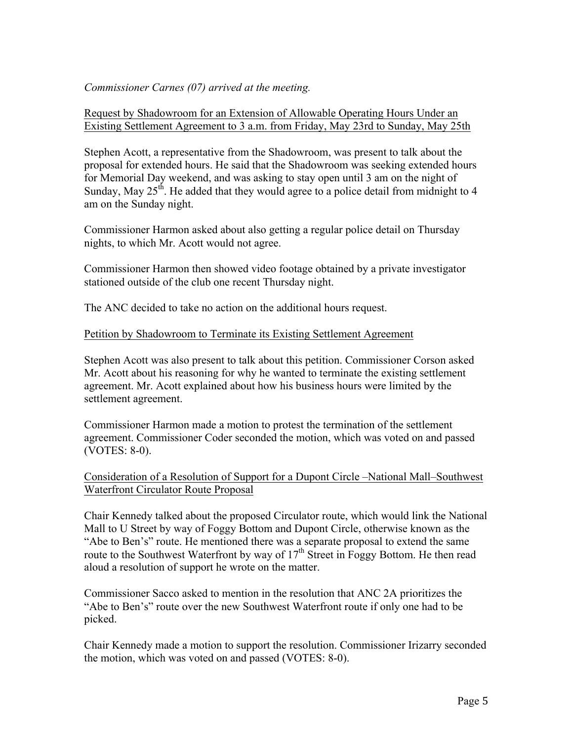*Commissioner Carnes (07) arrived at the meeting.*

Request by Shadowroom for an Extension of Allowable Operating Hours Under an Existing Settlement Agreement to 3 a.m. from Friday, May 23rd to Sunday, May 25th

Stephen Acott, a representative from the Shadowroom, was present to talk about the proposal for extended hours. He said that the Shadowroom was seeking extended hours for Memorial Day weekend, and was asking to stay open until 3 am on the night of Sunday, May 25th. He added that they would agree to a police detail from midnight to 4 am on the Sunday night.

Commissioner Harmon asked about also getting a regular police detail on Thursday nights, to which Mr. Acott would not agree.

Commissioner Harmon then showed video footage obtained by a private investigator stationed outside of the club one recent Thursday night.

The ANC decided to take no action on the additional hours request.

Petition by Shadowroom to Terminate its Existing Settlement Agreement

Stephen Acott was also present to talk about this petition. Commissioner Corson asked Mr. Acott about his reasoning for why he wanted to terminate the existing settlement agreement. Mr. Acott explained about how his business hours were limited by the settlement agreement.

Commissioner Harmon made a motion to protest the termination of the settlement agreement. Commissioner Coder seconded the motion, which was voted on and passed (VOTES: 8-0).

Consideration of a Resolution of Support for a Dupont Circle –National Mall–Southwest Waterfront Circulator Route Proposal

Chair Kennedy talked about the proposed Circulator route, which would link the National Mall to U Street by way of Foggy Bottom and Dupont Circle, otherwise known as the "Abe to Ben's" route. He mentioned there was a separate proposal to extend the same route to the Southwest Waterfront by way of 17th Street in Foggy Bottom. He then read aloud a resolution of support he wrote on the matter.

Commissioner Sacco asked to mention in the resolution that ANC 2A prioritizes the "Abe to Ben's" route over the new Southwest Waterfront route if only one had to be picked.

Chair Kennedy made a motion to support the resolution. Commissioner Irizarry seconded the motion, which was voted on and passed (VOTES: 8-0).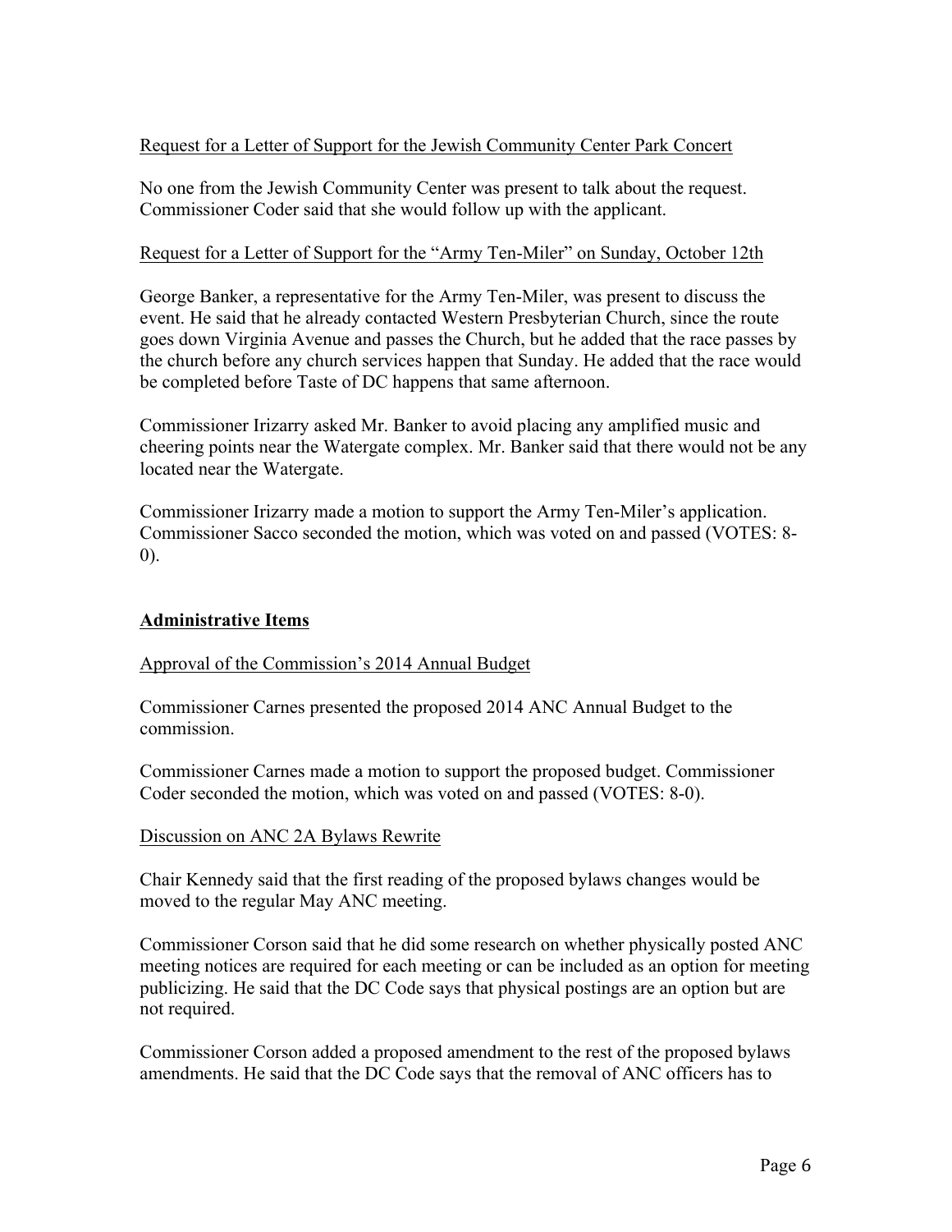Request for a Letter of Support for the Jewish Community Center Park Concert

No one from the Jewish Community Center was present to talk about the request. Commissioner Coder said that she would follow up with the applicant.

Request for a Letter of Support for the "Army Ten-Miler" on Sunday, October 12th

George Banker, a representative for the Army Ten-Miler, was present to discuss the event. He said that he already contacted Western Presbyterian Church, since the route goes down Virginia Avenue and passes the Church, but he added that the race passes by the church before any church services happen that Sunday. He added that the race would be completed before Taste of DC happens that same afternoon.

Commissioner Irizarry asked Mr. Banker to avoid placing any amplified music and cheering points near the Watergate complex. Mr. Banker said that there would not be any located near the Watergate.

Commissioner Irizarry made a motion to support the Army Ten-Miler's application. Commissioner Sacco seconded the motion, which was voted on and passed (VOTES: 8-0).

## Administrative Items

Approval of the Commission's 2014 Annual Budget

Commissioner Carnes presented the proposed 2014 ANC Annual Budget to the commission.

Commissioner Carnes made a motion to support the proposed budget. Commissioner Coder seconded the motion, which was voted on and passed (VOTES: 8-0).

Discussion on ANC 2A Bylaws Rewrite

Chair Kennedy said that the first reading of the proposed bylaws changes would be moved to the regular May ANC meeting.

Commissioner Corson said that he did some research on whether physically posted ANC meeting notices are required for each meeting or can be included as an option for meeting publicizing. He said that the DC Code says that physical postings are an option but are not required.

Commissioner Corson added a proposed amendment to the rest of the proposed bylaws amendments. He said that the DC Code says that the removal of ANC officers has to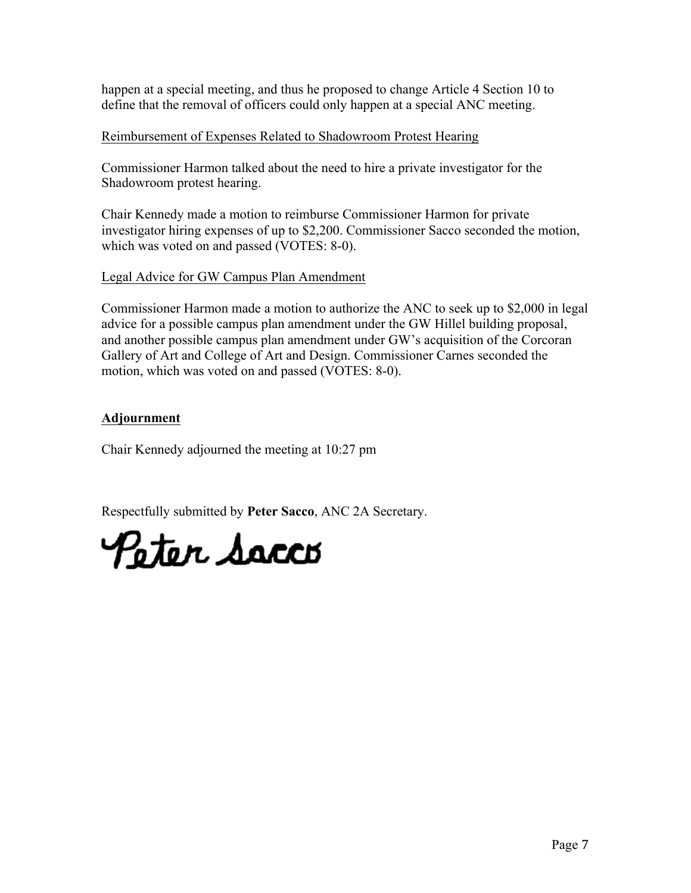happen at a special meeting, and thus he proposed to change Article 4 Section 10 to define that the removal of officers could only happen at a special ANC meeting.

Reimbursement of Expenses Related to Shadowroom Protest Hearing

Commissioner Harmon talked about the need to hire a private investigator for the Shadowroom protest hearing.

Chair Kennedy made a motion to reimburse Commissioner Harmon for private investigator hiring expenses of up to $2,200. Commissioner Sacco seconded the motion, which was voted on and passed (VOTES: 8-0).

Legal Advice for GW Campus Plan Amendment

Commissioner Harmon made a motion to authorize the ANC to seek up to $2,000 in legal advice for a possible campus plan amendment under the GW Hillel building proposal, and another possible campus plan amendment under GW's acquisition of the Corcoran Gallery of Art and College of Art and Design. Commissioner Carnes seconded the motion, which was voted on and passed (VOTES: 8-0).

## Adjournment

Chair Kennedy adjourned the meeting at 10:27 pm

Respectfully submitted by **Peter Sacco**, ANC 2A Secretary.

Peter Sacco